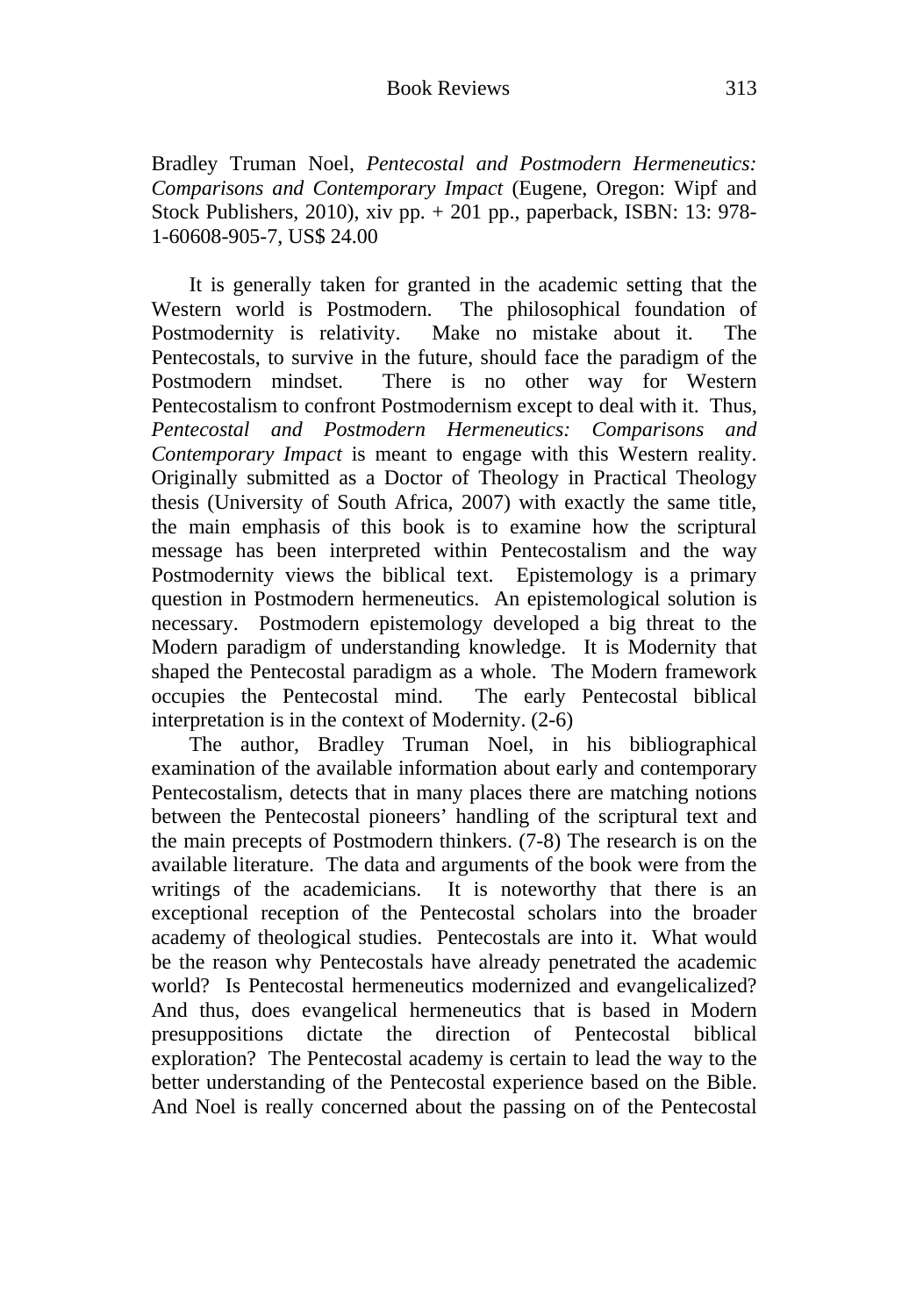Bradley Truman Noel, *Pentecostal and Postmodern Hermeneutics: Comparisons and Contemporary Impact* (Eugene, Oregon: Wipf and Stock Publishers, 2010), xiv pp. + 201 pp., paperback, ISBN: 13: 978-1-60608-905-7, US$ 24.00

It is generally taken for granted in the academic setting that the Western world is Postmodern. The philosophical foundation of Postmodernity is relativity. Make no mistake about it. The Pentecostals, to survive in the future, should face the paradigm of the Postmodern mindset. There is no other way for Western Pentecostalism to confront Postmodernism except to deal with it. Thus, *Pentecostal and Postmodern Hermeneutics: Comparisons and Contemporary Impact* is meant to engage with this Western reality. Originally submitted as a Doctor of Theology in Practical Theology thesis (University of South Africa, 2007) with exactly the same title, the main emphasis of this book is to examine how the scriptural message has been interpreted within Pentecostalism and the way Postmodernity views the biblical text. Epistemology is a primary question in Postmodern hermeneutics. An epistemological solution is necessary. Postmodern epistemology developed a big threat to the Modern paradigm of understanding knowledge. It is Modernity that shaped the Pentecostal paradigm as a whole. The Modern framework occupies the Pentecostal mind. The early Pentecostal biblical interpretation is in the context of Modernity. (2-6)

The author, Bradley Truman Noel, in his bibliographical examination of the available information about early and contemporary Pentecostalism, detects that in many places there are matching notions between the Pentecostal pioneers' handling of the scriptural text and the main precepts of Postmodern thinkers. (7-8) The research is on the available literature. The data and arguments of the book were from the writings of the academicians. It is noteworthy that there is an exceptional reception of the Pentecostal scholars into the broader academy of theological studies. Pentecostals are into it. What would be the reason why Pentecostals have already penetrated the academic world? Is Pentecostal hermeneutics modernized and evangelicalized? And thus, does evangelical hermeneutics that is based in Modern presuppositions dictate the direction of Pentecostal biblical exploration? The Pentecostal academy is certain to lead the way to the better understanding of the Pentecostal experience based on the Bible. And Noel is really concerned about the passing on of the Pentecostal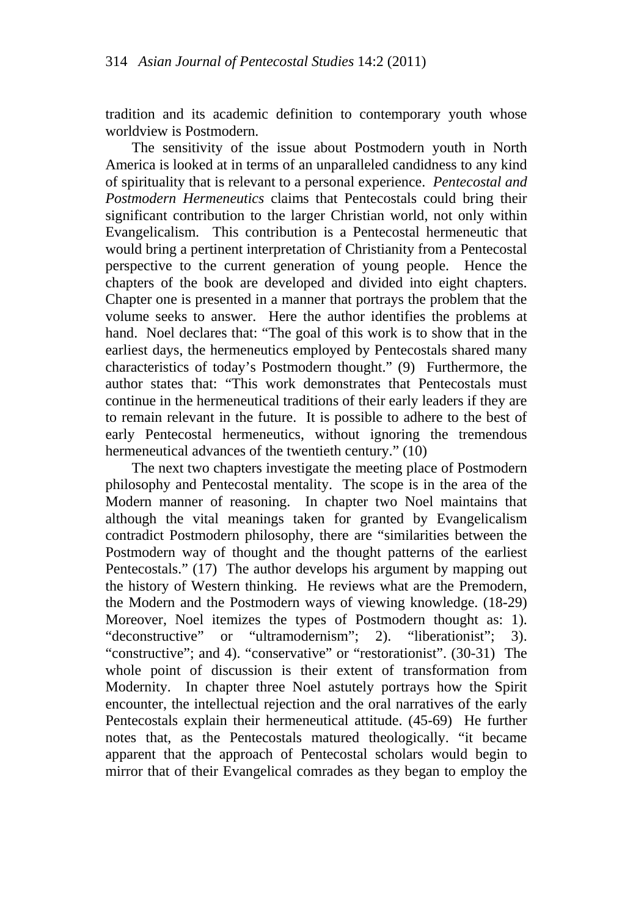tradition and its academic definition to contemporary youth whose worldview is Postmodern.

The sensitivity of the issue about Postmodern youth in North America is looked at in terms of an unparalleled candidness to any kind of spirituality that is relevant to a personal experience. *Pentecostal and Postmodern Hermeneutics* claims that Pentecostals could bring their significant contribution to the larger Christian world, not only within Evangelicalism. This contribution is a Pentecostal hermeneutic that would bring a pertinent interpretation of Christianity from a Pentecostal perspective to the current generation of young people. Hence the chapters of the book are developed and divided into eight chapters. Chapter one is presented in a manner that portrays the problem that the volume seeks to answer. Here the author identifies the problems at hand. Noel declares that: "The goal of this work is to show that in the earliest days, the hermeneutics employed by Pentecostals shared many characteristics of today's Postmodern thought." (9) Furthermore, the author states that: "This work demonstrates that Pentecostals must continue in the hermeneutical traditions of their early leaders if they are to remain relevant in the future. It is possible to adhere to the best of early Pentecostal hermeneutics, without ignoring the tremendous hermeneutical advances of the twentieth century." (10)

The next two chapters investigate the meeting place of Postmodern philosophy and Pentecostal mentality. The scope is in the area of the Modern manner of reasoning. In chapter two Noel maintains that although the vital meanings taken for granted by Evangelicalism contradict Postmodern philosophy, there are "similarities between the Postmodern way of thought and the thought patterns of the earliest Pentecostals." (17) The author develops his argument by mapping out the history of Western thinking. He reviews what are the Premodern, the Modern and the Postmodern ways of viewing knowledge. (18-29) Moreover, Noel itemizes the types of Postmodern thought as: 1). "deconstructive" or "ultramodernism"; 2). "liberationist"; 3). "constructive"; and 4). "conservative" or "restorationist". (30-31) The whole point of discussion is their extent of transformation from Modernity. In chapter three Noel astutely portrays how the Spirit encounter, the intellectual rejection and the oral narratives of the early Pentecostals explain their hermeneutical attitude. (45-69) He further notes that, as the Pentecostals matured theologically. "it became apparent that the approach of Pentecostal scholars would begin to mirror that of their Evangelical comrades as they began to employ the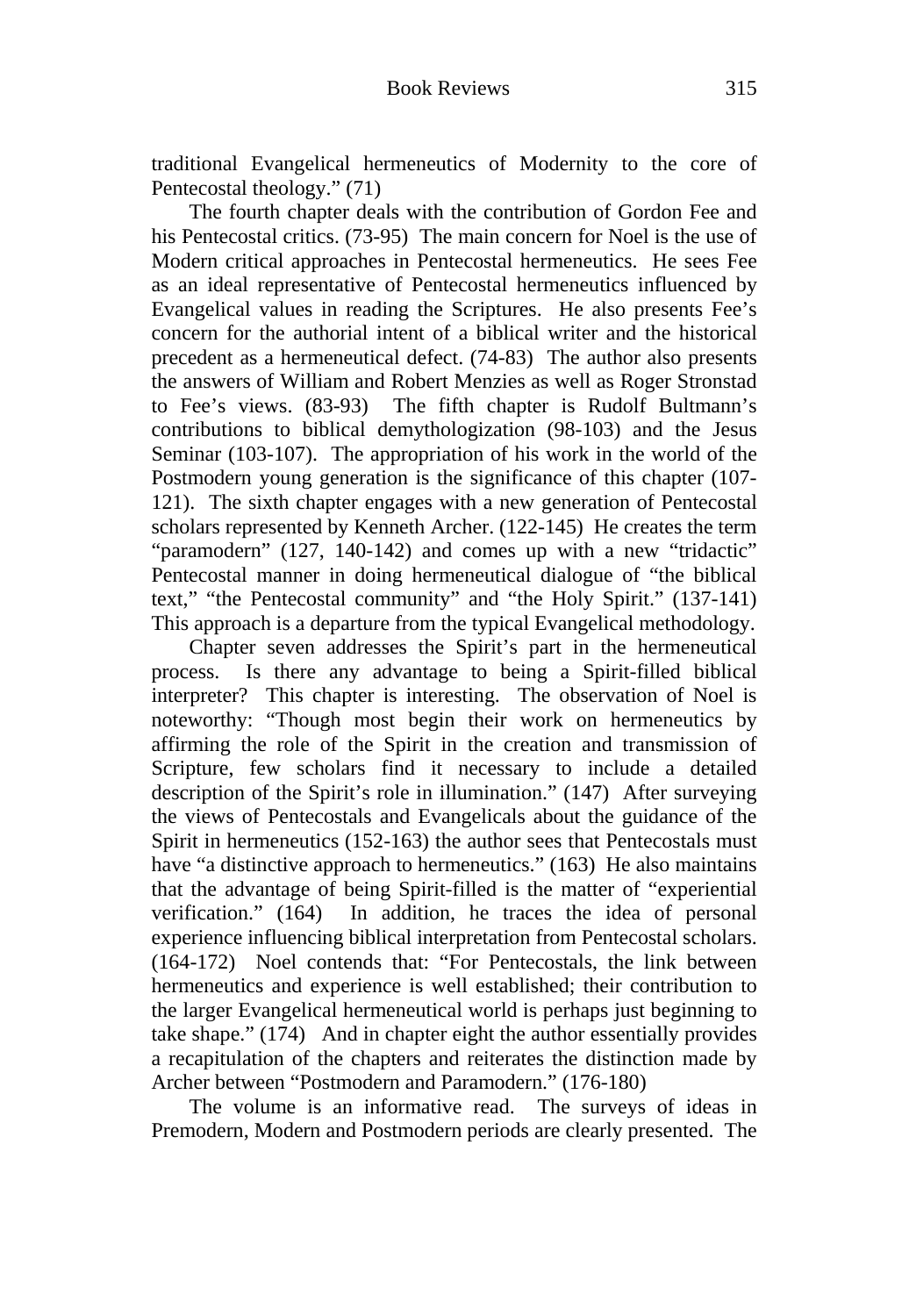traditional Evangelical hermeneutics of Modernity to the core of Pentecostal theology." (71)

The fourth chapter deals with the contribution of Gordon Fee and his Pentecostal critics. (73-95) The main concern for Noel is the use of Modern critical approaches in Pentecostal hermeneutics. He sees Fee as an ideal representative of Pentecostal hermeneutics influenced by Evangelical values in reading the Scriptures. He also presents Fee's concern for the authorial intent of a biblical writer and the historical precedent as a hermeneutical defect. (74-83) The author also presents the answers of William and Robert Menzies as well as Roger Stronstad to Fee's views. (83-93) The fifth chapter is Rudolf Bultmann's contributions to biblical demythologization (98-103) and the Jesus Seminar (103-107). The appropriation of his work in the world of the Postmodern young generation is the significance of this chapter (107-121). The sixth chapter engages with a new generation of Pentecostal scholars represented by Kenneth Archer. (122-145) He creates the term "paramodern" (127, 140-142) and comes up with a new "tridactic" Pentecostal manner in doing hermeneutical dialogue of "the biblical text," "the Pentecostal community" and "the Holy Spirit." (137-141) This approach is a departure from the typical Evangelical methodology.

Chapter seven addresses the Spirit's part in the hermeneutical process. Is there any advantage to being a Spirit-filled biblical interpreter? This chapter is interesting. The observation of Noel is noteworthy: "Though most begin their work on hermeneutics by affirming the role of the Spirit in the creation and transmission of Scripture, few scholars find it necessary to include a detailed description of the Spirit's role in illumination." (147) After surveying the views of Pentecostals and Evangelicals about the guidance of the Spirit in hermeneutics (152-163) the author sees that Pentecostals must have "a distinctive approach to hermeneutics." (163) He also maintains that the advantage of being Spirit-filled is the matter of "experiential verification." (164) In addition, he traces the idea of personal experience influencing biblical interpretation from Pentecostal scholars. (164-172) Noel contends that: "For Pentecostals, the link between hermeneutics and experience is well established; their contribution to the larger Evangelical hermeneutical world is perhaps just beginning to take shape." (174) And in chapter eight the author essentially provides a recapitulation of the chapters and reiterates the distinction made by Archer between "Postmodern and Paramodern." (176-180)

The volume is an informative read. The surveys of ideas in Premodern, Modern and Postmodern periods are clearly presented. The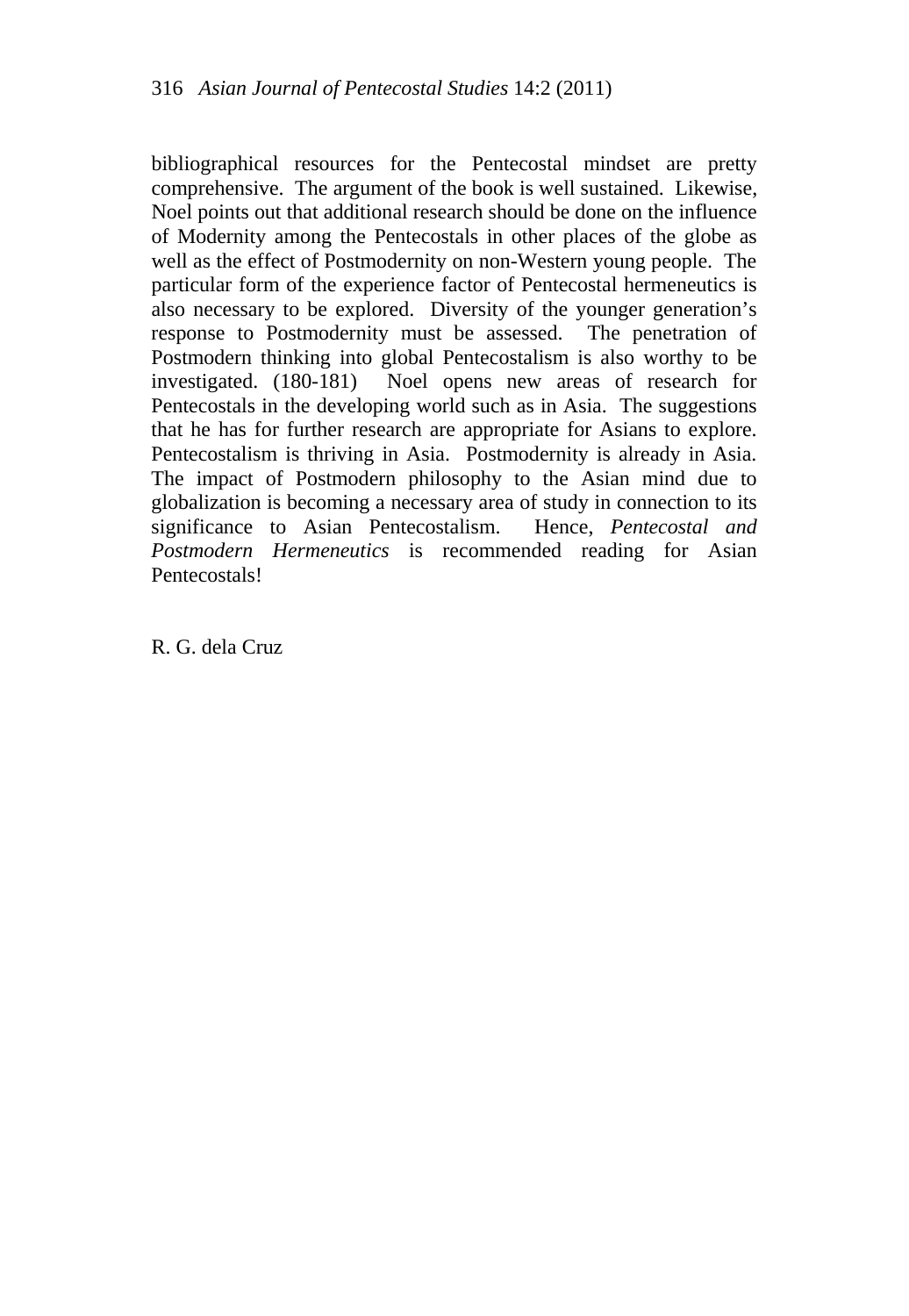bibliographical resources for the Pentecostal mindset are pretty comprehensive. The argument of the book is well sustained. Likewise, Noel points out that additional research should be done on the influence of Modernity among the Pentecostals in other places of the globe as well as the effect of Postmodernity on non-Western young people. The particular form of the experience factor of Pentecostal hermeneutics is also necessary to be explored. Diversity of the younger generation's response to Postmodernity must be assessed. The penetration of Postmodern thinking into global Pentecostalism is also worthy to be investigated. (180-181) Noel opens new areas of research for Pentecostals in the developing world such as in Asia. The suggestions that he has for further research are appropriate for Asians to explore. Pentecostalism is thriving in Asia. Postmodernity is already in Asia. The impact of Postmodern philosophy to the Asian mind due to globalization is becoming a necessary area of study in connection to its significance to Asian Pentecostalism. Hence, *Pentecostal and Postmodern Hermeneutics* is recommended reading for Asian Pentecostals!

R. G. dela Cruz